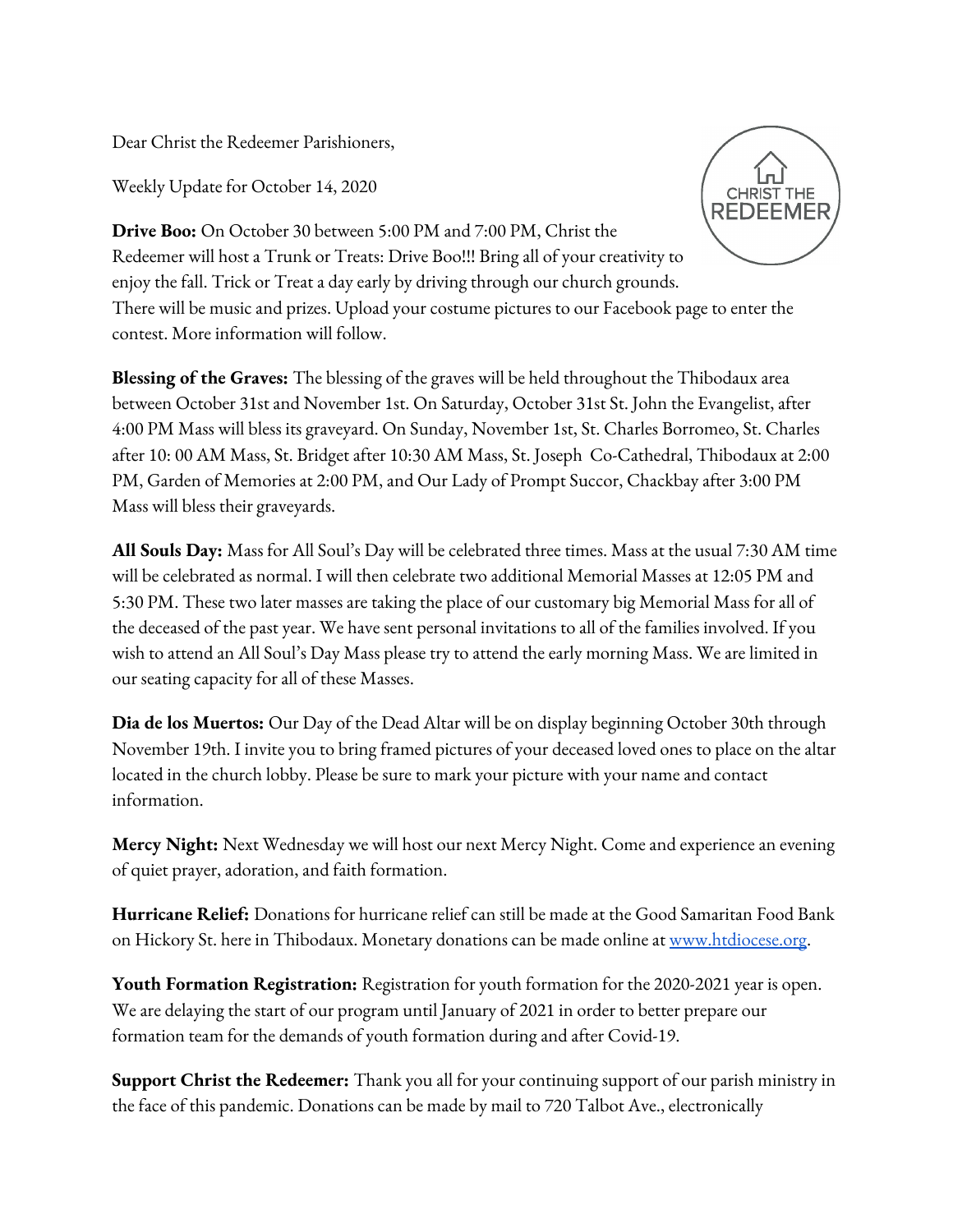Dear Christ the Redeemer Parishioners,

Weekly Update for October 14, 2020

**Drive Boo:** On October 30 between 5:00 PM and 7:00 PM, Christ the Redeemer will host a Trunk or Treats: Drive Boo!!! Bring all of your creativity to enjoy the fall. Trick or Treat a day early by driving through our church grounds. There will be music and prizes. Upload your costume pictures to our Facebook page to enter the contest. More information will follow.

**Blessing of the Graves:** The blessing of the graves will be held throughout the Thibodaux area between October 31st and November 1st. On Saturday, October 31st St. John the Evangelist, after 4:00 PM Mass will bless its graveyard. On Sunday, November 1st, St. Charles Borromeo, St. Charles after 10: 00 AM Mass, St. Bridget after 10:30 AM Mass, St. Joseph Co-Cathedral, Thibodaux at 2:00 PM, Garden of Memories at 2:00 PM, and Our Lady of Prompt Succor, Chackbay after 3:00 PM Mass will bless their graveyards.

**All Souls Day:** Mass for All Soul's Day will be celebrated three times. Mass at the usual 7:30 AM time will be celebrated as normal. I will then celebrate two additional Memorial Masses at 12:05 PM and 5:30 PM. These two later masses are taking the place of our customary big Memorial Mass for all of the deceased of the past year. We have sent personal invitations to all of the families involved. If you wish to attend an All Soul's Day Mass please try to attend the early morning Mass. We are limited in our seating capacity for all of these Masses.

**Dia de los Muertos:** Our Day of the Dead Altar will be on display beginning October 30th through November 19th. I invite you to bring framed pictures of your deceased loved ones to place on the altar located in the church lobby. Please be sure to mark your picture with your name and contact information.

**Mercy Night:** Next Wednesday we will host our next Mercy Night. Come and experience an evening of quiet prayer, adoration, and faith formation.

**Hurricane Relief:** Donations for hurricane relief can still be made at the Good Samaritan Food Bank on Hickory St. here in Thibodaux. Monetary donations can be made online at [www.htdiocese.org](http://www.htdiocese.org).

**Youth Formation Registration:** Registration for youth formation for the 2020-2021 year is open. We are delaying the start of our program until January of 2021 in order to better prepare our formation team for the demands of youth formation during and after Covid-19.

**Support Christ the Redeemer:** Thank you all for your continuing support of our parish ministry in the face of this pandemic. Donations can be made by mail to 720 Talbot Ave., electronically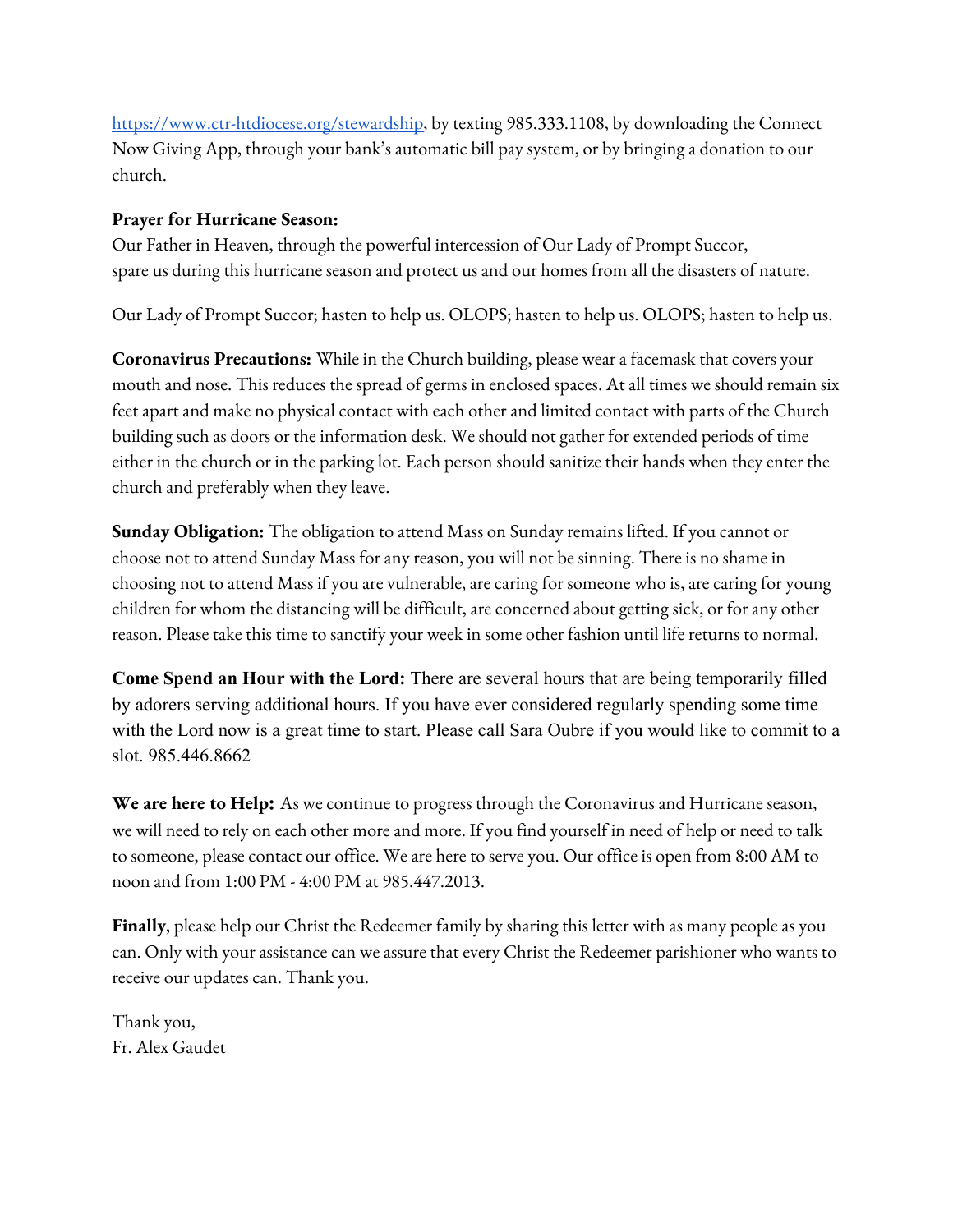[https://www.ctr-htdiocese.org/stewardship](https://www.ctr-htdiocese.org/stewardship), by texting 985.333.1108, by downloading the Connect Now Giving App, through your bank's automatic bill pay system, or by bringing a donation to our church.

**Prayer for Hurricane Season:**
Our Father in Heaven, through the powerful intercession of Our Lady of Prompt Succor, spare us during this hurricane season and protect us and our homes from all the disasters of nature.

Our Lady of Prompt Succor; hasten to help us. OLOPS; hasten to help us. OLOPS; hasten to help us.

**Coronavirus Precautions:** While in the Church building, please wear a facemask that covers your mouth and nose. This reduces the spread of germs in enclosed spaces. At all times we should remain six feet apart and make no physical contact with each other and limited contact with parts of the Church building such as doors or the information desk. We should not gather for extended periods of time either in the church or in the parking lot. Each person should sanitize their hands when they enter the church and preferably when they leave.

**Sunday Obligation:** The obligation to attend Mass on Sunday remains lifted. If you cannot or choose not to attend Sunday Mass for any reason, you will not be sinning. There is no shame in choosing not to attend Mass if you are vulnerable, are caring for someone who is, are caring for young children for whom the distancing will be difficult, are concerned about getting sick, or for any other reason. Please take this time to sanctify your week in some other fashion until life returns to normal.

**Come Spend an Hour with the Lord:** There are several hours that are being temporarily filled by adorers serving additional hours. If you have ever considered regularly spending some time with the Lord now is a great time to start. Please call Sara Oubre if you would like to commit to a slot. 985.446.8662

**We are here to Help:** As we continue to progress through the Coronavirus and Hurricane season, we will need to rely on each other more and more. If you find yourself in need of help or need to talk to someone, please contact our office. We are here to serve you. Our office is open from 8:00 AM to noon and from 1:00 PM - 4:00 PM at 985.447.2013.

**Finally**, please help our Christ the Redeemer family by sharing this letter with as many people as you can. Only with your assistance can we assure that every Christ the Redeemer parishioner who wants to receive our updates can. Thank you.

Thank you,
Fr. Alex Gaudet